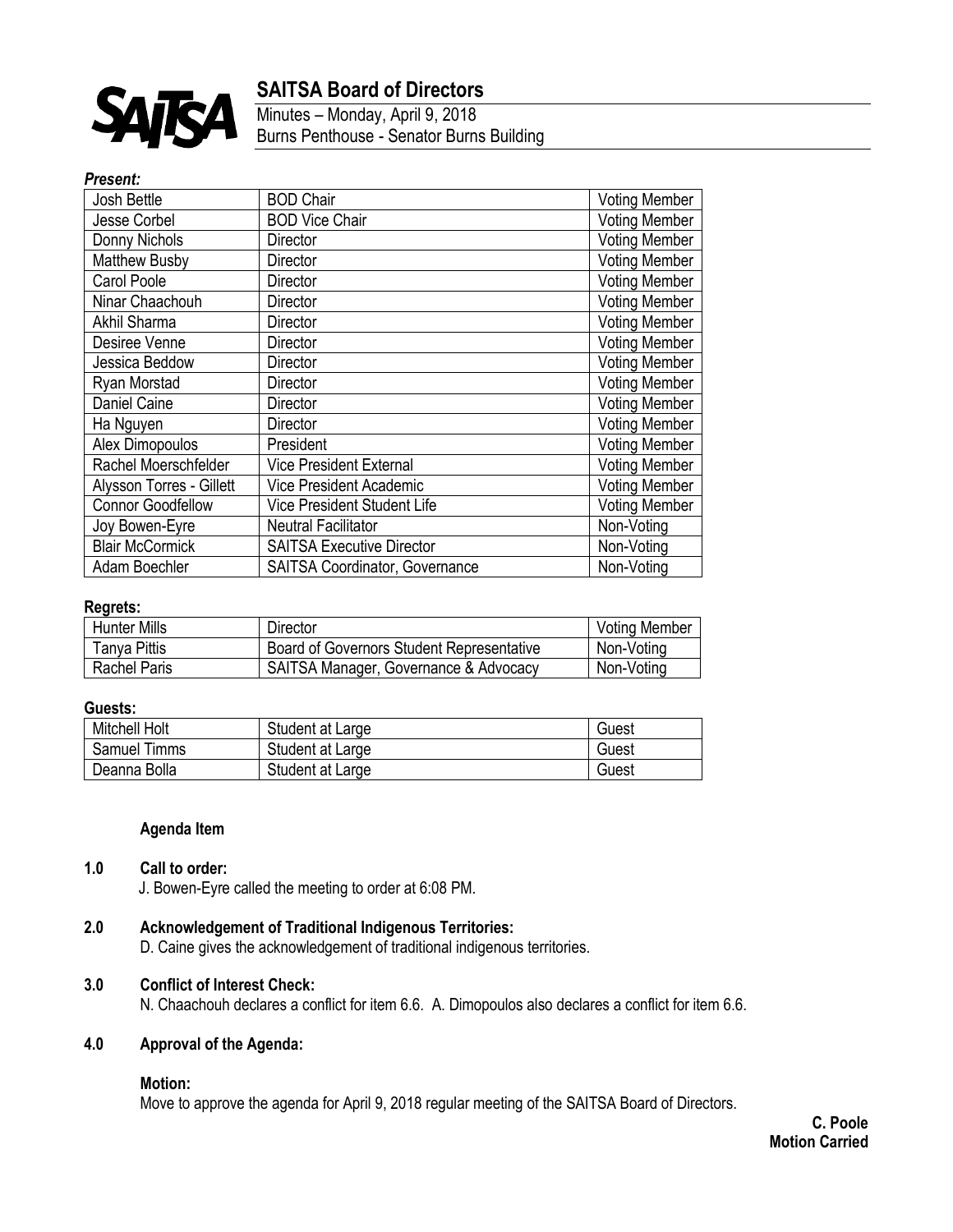# SAITSA Board of Directors

Minutes – Monday, April 9, 2018
Burns Penthouse - Senator Burns Building

***Present:***

| | | |
|---|---|---|
| Josh Bettle | BOD Chair | Voting Member |
| Jesse Corbel | BOD Vice Chair | Voting Member |
| Donny Nichols | Director | Voting Member |
| Matthew Busby | Director | Voting Member |
| Carol Poole | Director | Voting Member |
| Ninar Chaachouh | Director | Voting Member |
| Akhil Sharma | Director | Voting Member |
| Desiree Venne | Director | Voting Member |
| Jessica Beddow | Director | Voting Member |
| Ryan Morstad | Director | Voting Member |
| Daniel Caine | Director | Voting Member |
| Ha Nguyen | Director | Voting Member |
| Alex Dimopoulos | President | Voting Member |
| Rachel Moerschfelder | Vice President External | Voting Member |
| Alysson Torres - Gillett | Vice President Academic | Voting Member |
| Connor Goodfellow | Vice President Student Life | Voting Member |
| Joy Bowen-Eyre | Neutral Facilitator | Non-Voting |
| Blair McCormick | SAITSA Executive Director | Non-Voting |
| Adam Boechler | SAITSA Coordinator, Governance | Non-Voting |

**Regrets:**

| | | |
|---|---|---|
| Hunter Mills | Director | Voting Member |
| Tanya Pittis | Board of Governors Student Representative | Non-Voting |
| Rachel Paris | SAITSA Manager, Governance & Advocacy | Non-Voting |

**Guests:**

| | | |
|---|---|---|
| Mitchell Holt | Student at Large | Guest |
| Samuel Timms | Student at Large | Guest |
| Deanna Bolla | Student at Large | Guest |

**Agenda Item**

**1.0 Call to order:**

J. Bowen-Eyre called the meeting to order at 6:08 PM.

**2.0 Acknowledgement of Traditional Indigenous Territories:**

D. Caine gives the acknowledgement of traditional indigenous territories.

**3.0 Conflict of Interest Check:**

N. Chaachouh declares a conflict for item 6.6. A. Dimopoulos also declares a conflict for item 6.6.

**4.0 Approval of the Agenda:**

**Motion:**

Move to approve the agenda for April 9, 2018 regular meeting of the SAITSA Board of Directors.

**C. Poole**
**Motion Carried**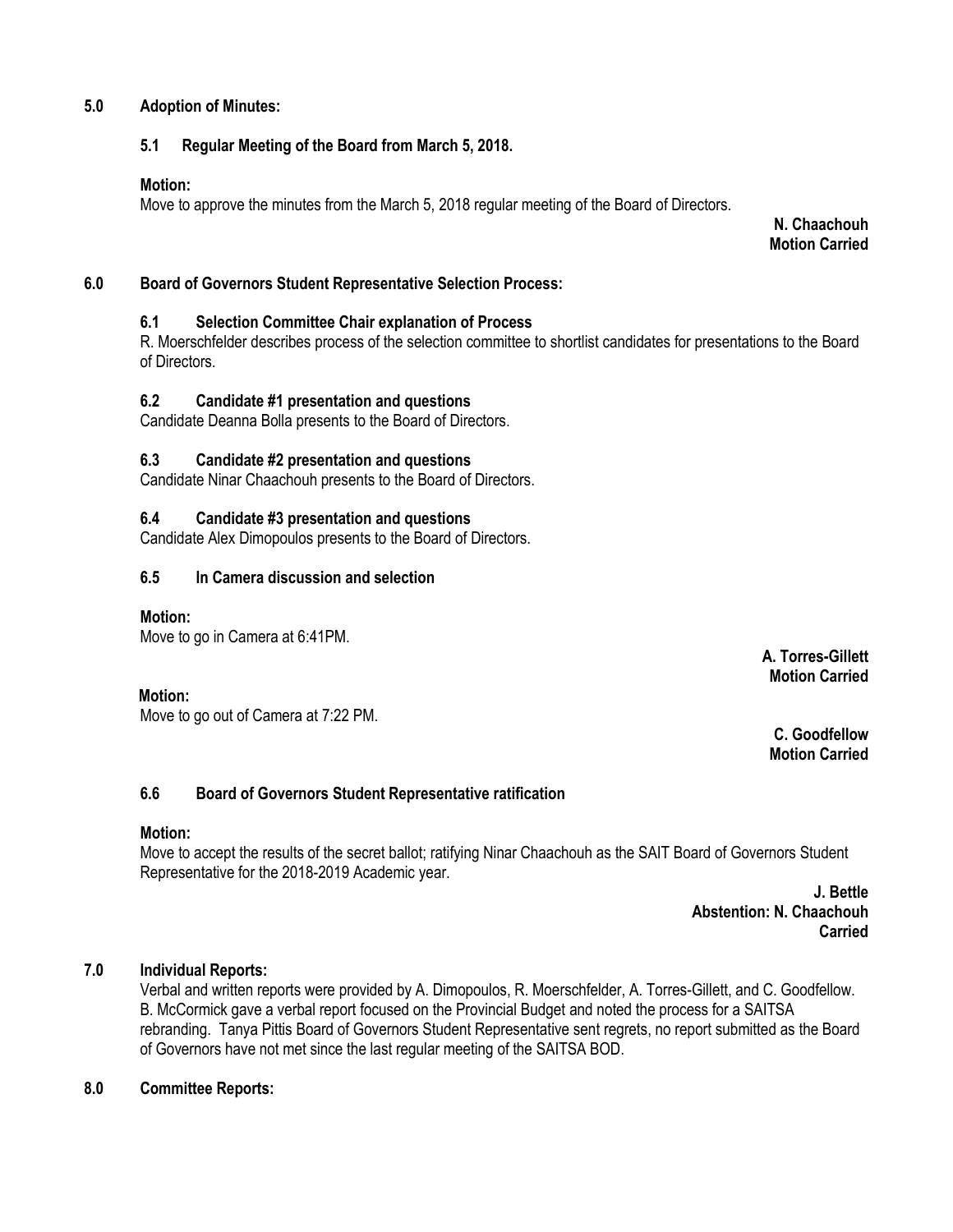## 5.0 Adoption of Minutes:

### 5.1 Regular Meeting of the Board from March 5, 2018.

**Motion:**
Move to approve the minutes from the March 5, 2018 regular meeting of the Board of Directors.

**N. Chaachouh**
**Motion Carried**

## 6.0 Board of Governors Student Representative Selection Process:

### 6.1 Selection Committee Chair explanation of Process

R. Moerschfelder describes process of the selection committee to shortlist candidates for presentations to the Board of Directors.

### 6.2 Candidate #1 presentation and questions

Candidate Deanna Bolla presents to the Board of Directors.

### 6.3 Candidate #2 presentation and questions

Candidate Ninar Chaachouh presents to the Board of Directors.

### 6.4 Candidate #3 presentation and questions

Candidate Alex Dimopoulos presents to the Board of Directors.

### 6.5 In Camera discussion and selection

**Motion:**
Move to go in Camera at 6:41PM.

**A. Torres-Gillett**
**Motion Carried**

**Motion:**
Move to go out of Camera at 7:22 PM.

**C. Goodfellow**
**Motion Carried**

### 6.6 Board of Governors Student Representative ratification

**Motion:**
Move to accept the results of the secret ballot; ratifying Ninar Chaachouh as the SAIT Board of Governors Student Representative for the 2018-2019 Academic year.

**J. Bettle**
**Abstention: N. Chaachouh**
**Carried**

## 7.0 Individual Reports:

Verbal and written reports were provided by A. Dimopoulos, R. Moerschfelder, A. Torres-Gillett, and C. Goodfellow. B. McCormick gave a verbal report focused on the Provincial Budget and noted the process for a SAITSA rebranding. Tanya Pittis Board of Governors Student Representative sent regrets, no report submitted as the Board of Governors have not met since the last regular meeting of the SAITSA BOD.

## 8.0 Committee Reports: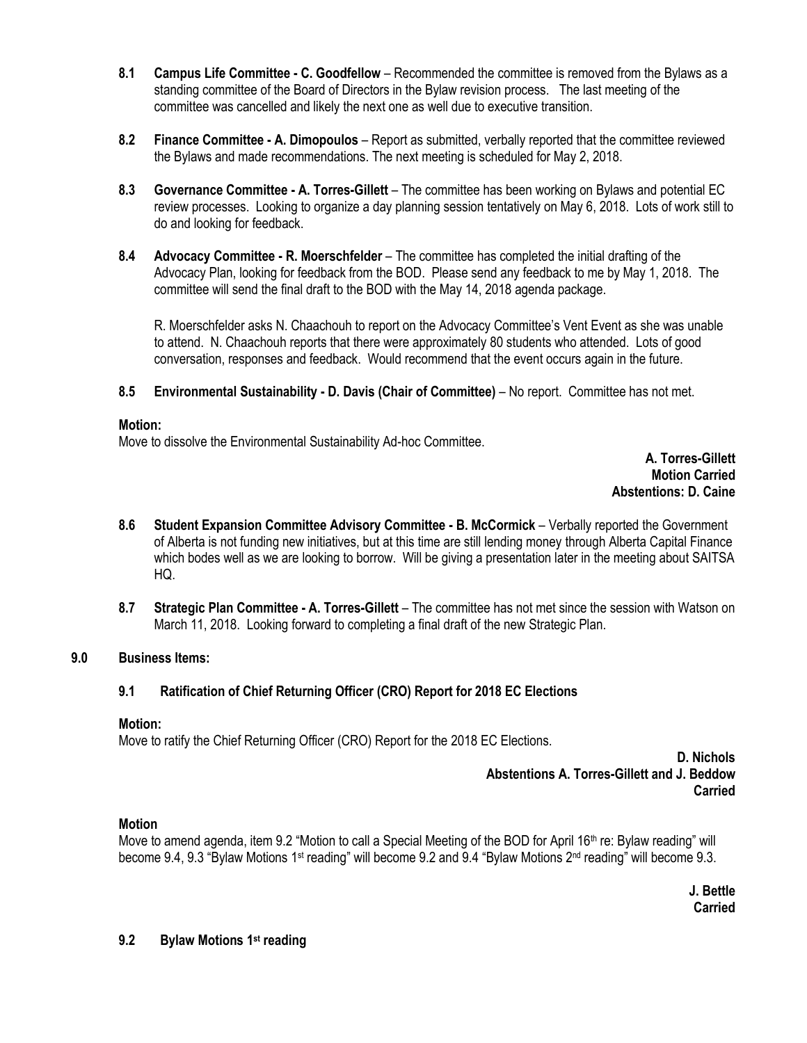**8.1 Campus Life Committee - C. Goodfellow** – Recommended the committee is removed from the Bylaws as a standing committee of the Board of Directors in the Bylaw revision process. The last meeting of the committee was cancelled and likely the next one as well due to executive transition.

**8.2 Finance Committee - A. Dimopoulos** – Report as submitted, verbally reported that the committee reviewed the Bylaws and made recommendations. The next meeting is scheduled for May 2, 2018.

**8.3 Governance Committee - A. Torres-Gillett** – The committee has been working on Bylaws and potential EC review processes. Looking to organize a day planning session tentatively on May 6, 2018. Lots of work still to do and looking for feedback.

**8.4 Advocacy Committee - R. Moerschfelder** – The committee has completed the initial drafting of the Advocacy Plan, looking for feedback from the BOD. Please send any feedback to me by May 1, 2018. The committee will send the final draft to the BOD with the May 14, 2018 agenda package.

R. Moerschfelder asks N. Chaachouh to report on the Advocacy Committee's Vent Event as she was unable to attend. N. Chaachouh reports that there were approximately 80 students who attended. Lots of good conversation, responses and feedback. Would recommend that the event occurs again in the future.

**8.5 Environmental Sustainability - D. Davis (Chair of Committee)** – No report. Committee has not met.

**Motion:**
Move to dissolve the Environmental Sustainability Ad-hoc Committee.

**A. Torres-Gillett**
**Motion Carried**
**Abstentions: D. Caine**

**8.6 Student Expansion Committee Advisory Committee - B. McCormick** – Verbally reported the Government of Alberta is not funding new initiatives, but at this time are still lending money through Alberta Capital Finance which bodes well as we are looking to borrow. Will be giving a presentation later in the meeting about SAITSA HQ.

**8.7 Strategic Plan Committee - A. Torres-Gillett** – The committee has not met since the session with Watson on March 11, 2018. Looking forward to completing a final draft of the new Strategic Plan.

## 9.0 Business Items:

### 9.1 Ratification of Chief Returning Officer (CRO) Report for 2018 EC Elections

**Motion:**
Move to ratify the Chief Returning Officer (CRO) Report for the 2018 EC Elections.

**D. Nichols**
**Abstentions A. Torres-Gillett and J. Beddow**
**Carried**

**Motion**
Move to amend agenda, item 9.2 "Motion to call a Special Meeting of the BOD for April 16th re: Bylaw reading" will become 9.4, 9.3 "Bylaw Motions 1st reading" will become 9.2 and 9.4 "Bylaw Motions 2nd reading" will become 9.3.

**J. Bettle**
**Carried**

### 9.2 Bylaw Motions 1st reading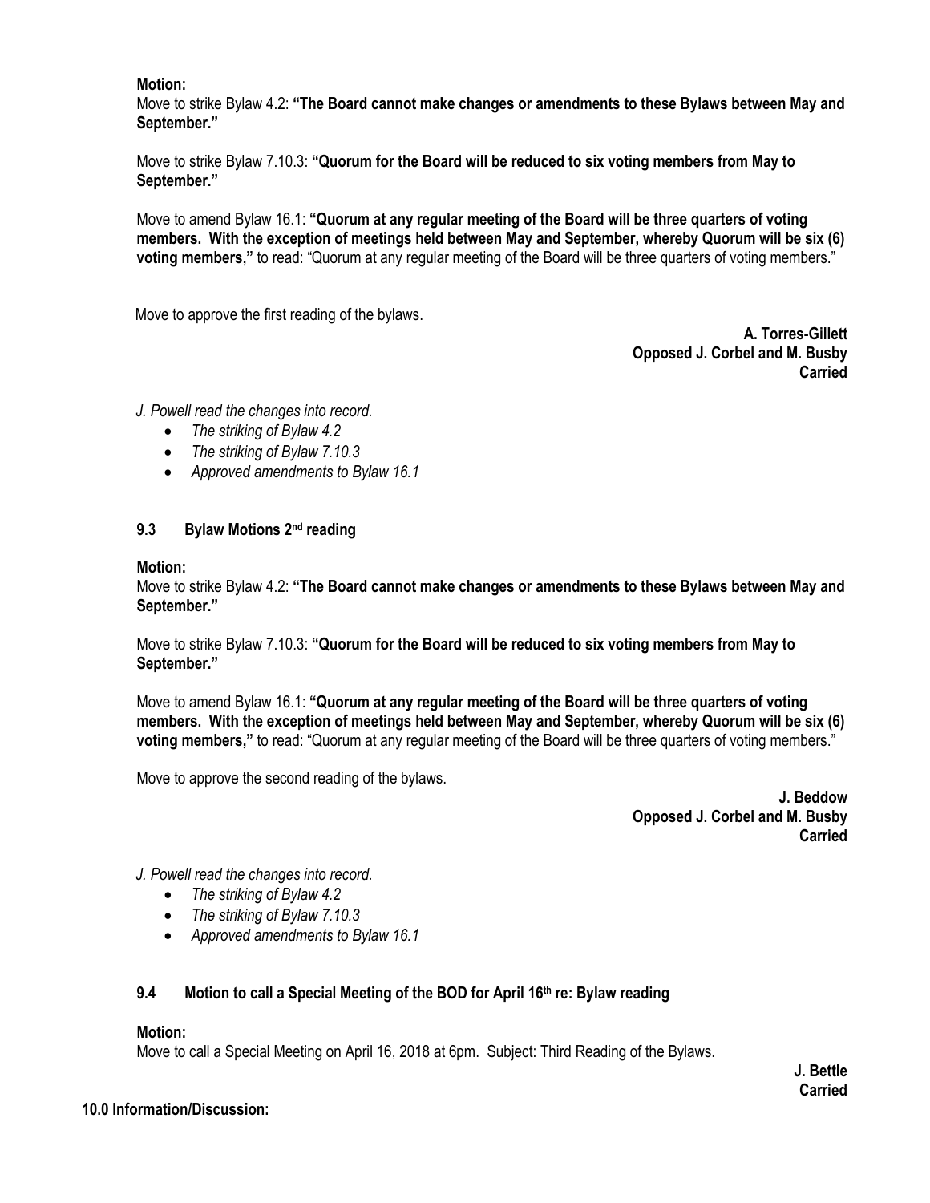**Motion:**
Move to strike Bylaw 4.2: **"The Board cannot make changes or amendments to these Bylaws between May and September."**

Move to strike Bylaw 7.10.3: **"Quorum for the Board will be reduced to six voting members from May to September."**

Move to amend Bylaw 16.1: **"Quorum at any regular meeting of the Board will be three quarters of voting members. With the exception of meetings held between May and September, whereby Quorum will be six (6) voting members,"** to read: "Quorum at any regular meeting of the Board will be three quarters of voting members."

Move to approve the first reading of the bylaws.

**A. Torres-Gillett**
**Opposed J. Corbel and M. Busby**
**Carried**

*J. Powell read the changes into record.*

- *The striking of Bylaw 4.2*
- *The striking of Bylaw 7.10.3*
- *Approved amendments to Bylaw 16.1*

### 9.3 Bylaw Motions 2nd reading

**Motion:**
Move to strike Bylaw 4.2: **"The Board cannot make changes or amendments to these Bylaws between May and September."**

Move to strike Bylaw 7.10.3: **"Quorum for the Board will be reduced to six voting members from May to September."**

Move to amend Bylaw 16.1: **"Quorum at any regular meeting of the Board will be three quarters of voting members. With the exception of meetings held between May and September, whereby Quorum will be six (6) voting members,"** to read: "Quorum at any regular meeting of the Board will be three quarters of voting members."

Move to approve the second reading of the bylaws.

**J. Beddow**
**Opposed J. Corbel and M. Busby**
**Carried**

*J. Powell read the changes into record.*

- *The striking of Bylaw 4.2*
- *The striking of Bylaw 7.10.3*
- *Approved amendments to Bylaw 16.1*

### 9.4 Motion to call a Special Meeting of the BOD for April 16th re: Bylaw reading

**Motion:**
Move to call a Special Meeting on April 16, 2018 at 6pm. Subject: Third Reading of the Bylaws.

**J. Bettle**
**Carried**

## 10.0 Information/Discussion: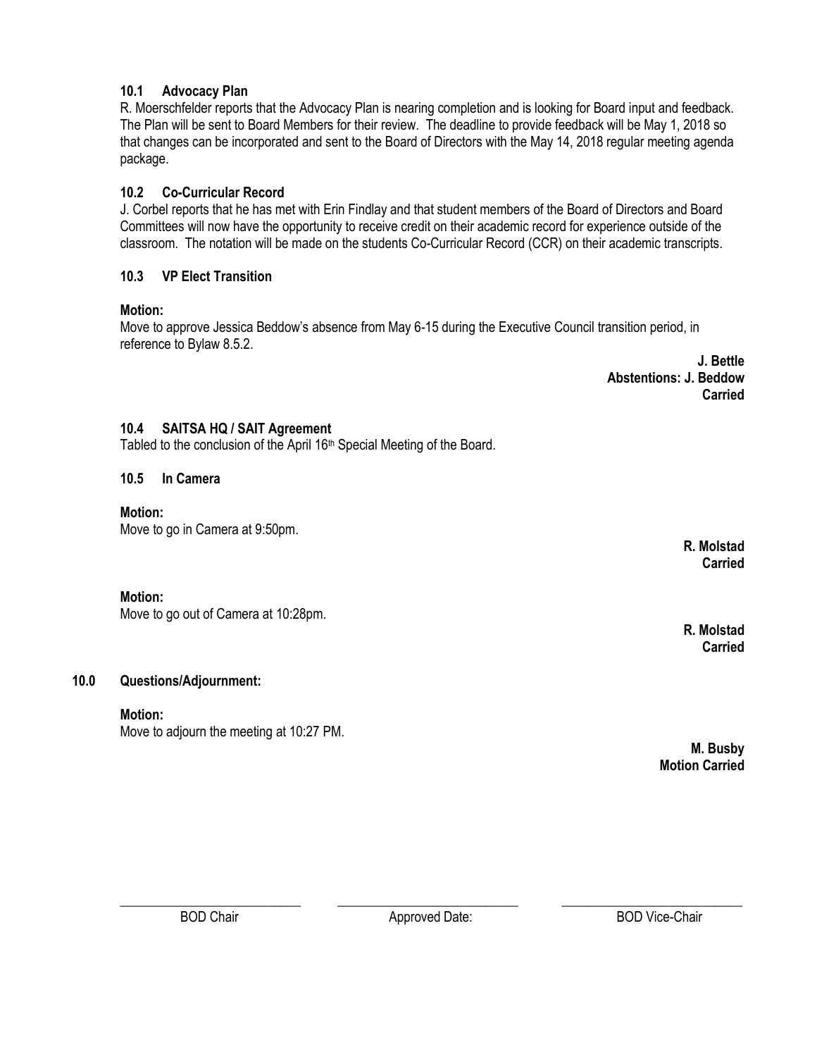### 10.1 Advocacy Plan

R. Moerschfelder reports that the Advocacy Plan is nearing completion and is looking for Board input and feedback. The Plan will be sent to Board Members for their review. The deadline to provide feedback will be May 1, 2018 so that changes can be incorporated and sent to the Board of Directors with the May 14, 2018 regular meeting agenda package.

### 10.2 Co-Curricular Record

J. Corbel reports that he has met with Erin Findlay and that student members of the Board of Directors and Board Committees will now have the opportunity to receive credit on their academic record for experience outside of the classroom. The notation will be made on the students Co-Curricular Record (CCR) on their academic transcripts.

### 10.3 VP Elect Transition

**Motion:**

Move to approve Jessica Beddow's absence from May 6-15 during the Executive Council transition period, in reference to Bylaw 8.5.2.

**J. Bettle**
**Abstentions: J. Beddow**
**Carried**

### 10.4 SAITSA HQ / SAIT Agreement

Tabled to the conclusion of the April 16th Special Meeting of the Board.

### 10.5 In Camera

**Motion:**

Move to go in Camera at 9:50pm.

**R. Molstad**
**Carried**

**Motion:**

Move to go out of Camera at 10:28pm.

**R. Molstad**
**Carried**

## 10.0 Questions/Adjournment:

**Motion:**

Move to adjourn the meeting at 10:27 PM.

**M. Busby**
**Motion Carried**

| | | |
|---|---|---|
| ___________________________ | ___________________________ | ___________________________ |
| BOD Chair | Approved Date: | BOD Vice-Chair |